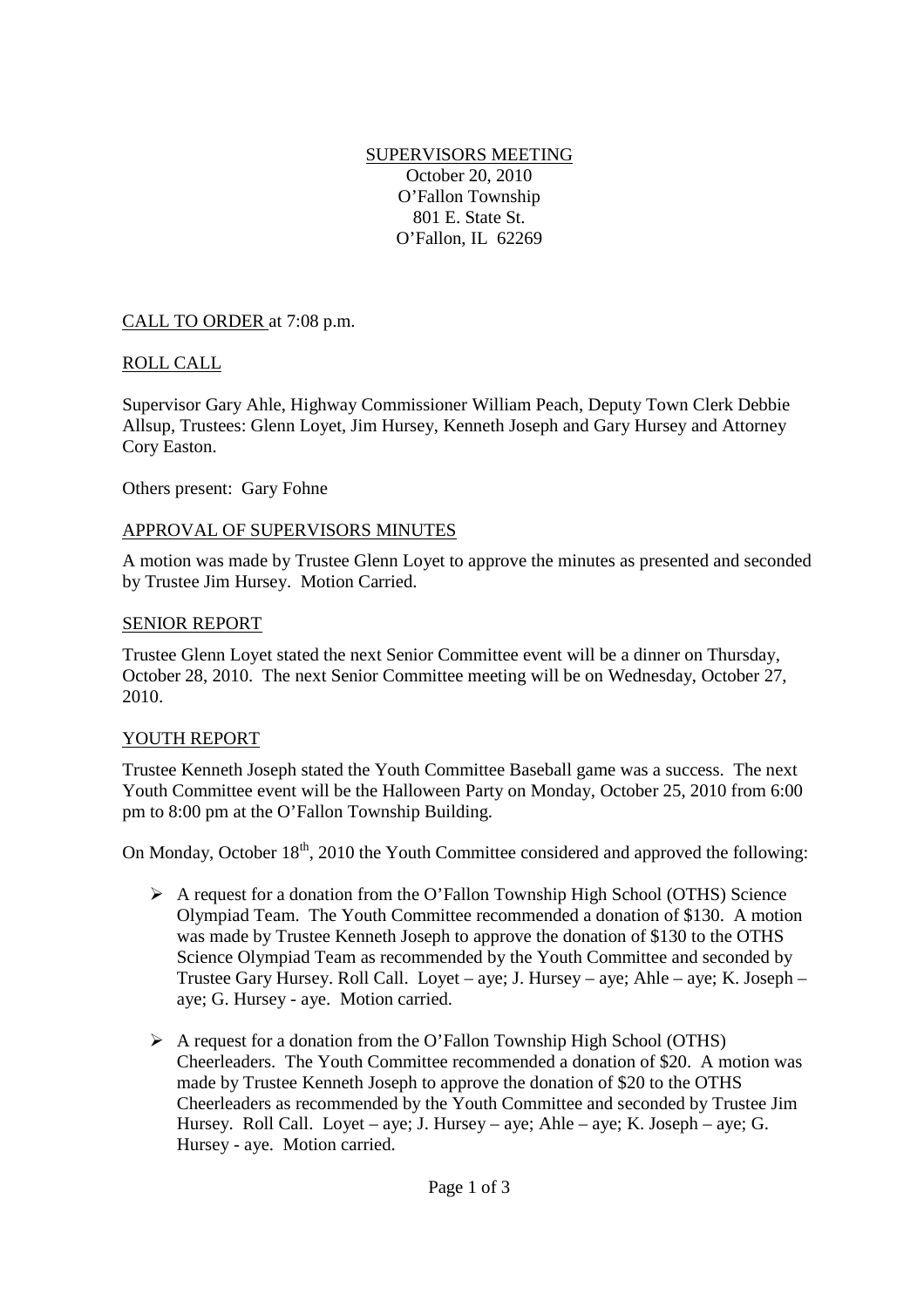SUPERVISORS MEETING
October 20, 2010
O'Fallon Township
801 E. State St.
O'Fallon, IL 62269

CALL TO ORDER at 7:08 p.m.

ROLL CALL

Supervisor Gary Ahle, Highway Commissioner William Peach, Deputy Town Clerk Debbie Allsup, Trustees: Glenn Loyet, Jim Hursey, Kenneth Joseph and Gary Hursey and Attorney Cory Easton.

Others present: Gary Fohne

APPROVAL OF SUPERVISORS MINUTES

A motion was made by Trustee Glenn Loyet to approve the minutes as presented and seconded by Trustee Jim Hursey. Motion Carried.

SENIOR REPORT

Trustee Glenn Loyet stated the next Senior Committee event will be a dinner on Thursday, October 28, 2010. The next Senior Committee meeting will be on Wednesday, October 27, 2010.

YOUTH REPORT

Trustee Kenneth Joseph stated the Youth Committee Baseball game was a success. The next Youth Committee event will be the Halloween Party on Monday, October 25, 2010 from 6:00 pm to 8:00 pm at the O'Fallon Township Building.

On Monday, October 18th, 2010 the Youth Committee considered and approved the following:

- A request for a donation from the O'Fallon Township High School (OTHS) Science Olympiad Team. The Youth Committee recommended a donation of $130. A motion was made by Trustee Kenneth Joseph to approve the donation of $130 to the OTHS Science Olympiad Team as recommended by the Youth Committee and seconded by Trustee Gary Hursey. Roll Call. Loyet – aye; J. Hursey – aye; Ahle – aye; K. Joseph – aye; G. Hursey - aye. Motion carried.

- A request for a donation from the O'Fallon Township High School (OTHS) Cheerleaders. The Youth Committee recommended a donation of $20. A motion was made by Trustee Kenneth Joseph to approve the donation of $20 to the OTHS Cheerleaders as recommended by the Youth Committee and seconded by Trustee Jim Hursey. Roll Call. Loyet – aye; J. Hursey – aye; Ahle – aye; K. Joseph – aye; G. Hursey - aye. Motion carried.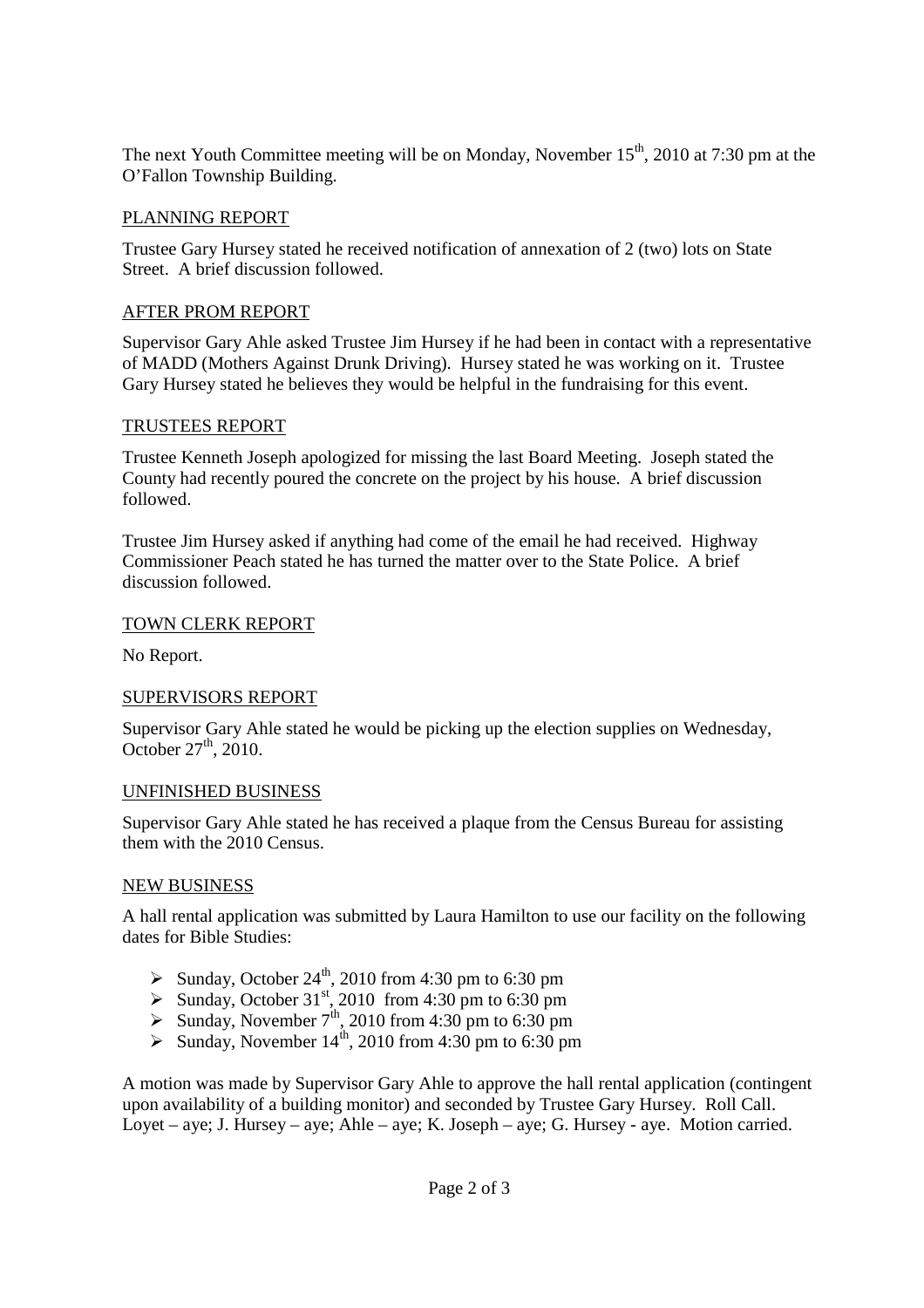The next Youth Committee meeting will be on Monday, November 15th, 2010 at 7:30 pm at the O'Fallon Township Building.

## PLANNING REPORT

Trustee Gary Hursey stated he received notification of annexation of 2 (two) lots on State Street. A brief discussion followed.

## AFTER PROM REPORT

Supervisor Gary Ahle asked Trustee Jim Hursey if he had been in contact with a representative of MADD (Mothers Against Drunk Driving). Hursey stated he was working on it. Trustee Gary Hursey stated he believes they would be helpful in the fundraising for this event.

## TRUSTEES REPORT

Trustee Kenneth Joseph apologized for missing the last Board Meeting. Joseph stated the County had recently poured the concrete on the project by his house. A brief discussion followed.

Trustee Jim Hursey asked if anything had come of the email he had received. Highway Commissioner Peach stated he has turned the matter over to the State Police. A brief discussion followed.

## TOWN CLERK REPORT

No Report.

## SUPERVISORS REPORT

Supervisor Gary Ahle stated he would be picking up the election supplies on Wednesday, October 27th, 2010.

## UNFINISHED BUSINESS

Supervisor Gary Ahle stated he has received a plaque from the Census Bureau for assisting them with the 2010 Census.

## NEW BUSINESS

A hall rental application was submitted by Laura Hamilton to use our facility on the following dates for Bible Studies:

- Sunday, October 24th, 2010 from 4:30 pm to 6:30 pm
- Sunday, October 31st, 2010 from 4:30 pm to 6:30 pm
- Sunday, November 7th, 2010 from 4:30 pm to 6:30 pm
- Sunday, November 14th, 2010 from 4:30 pm to 6:30 pm

A motion was made by Supervisor Gary Ahle to approve the hall rental application (contingent upon availability of a building monitor) and seconded by Trustee Gary Hursey. Roll Call. Loyet – aye; J. Hursey – aye; Ahle – aye; K. Joseph – aye; G. Hursey - aye. Motion carried.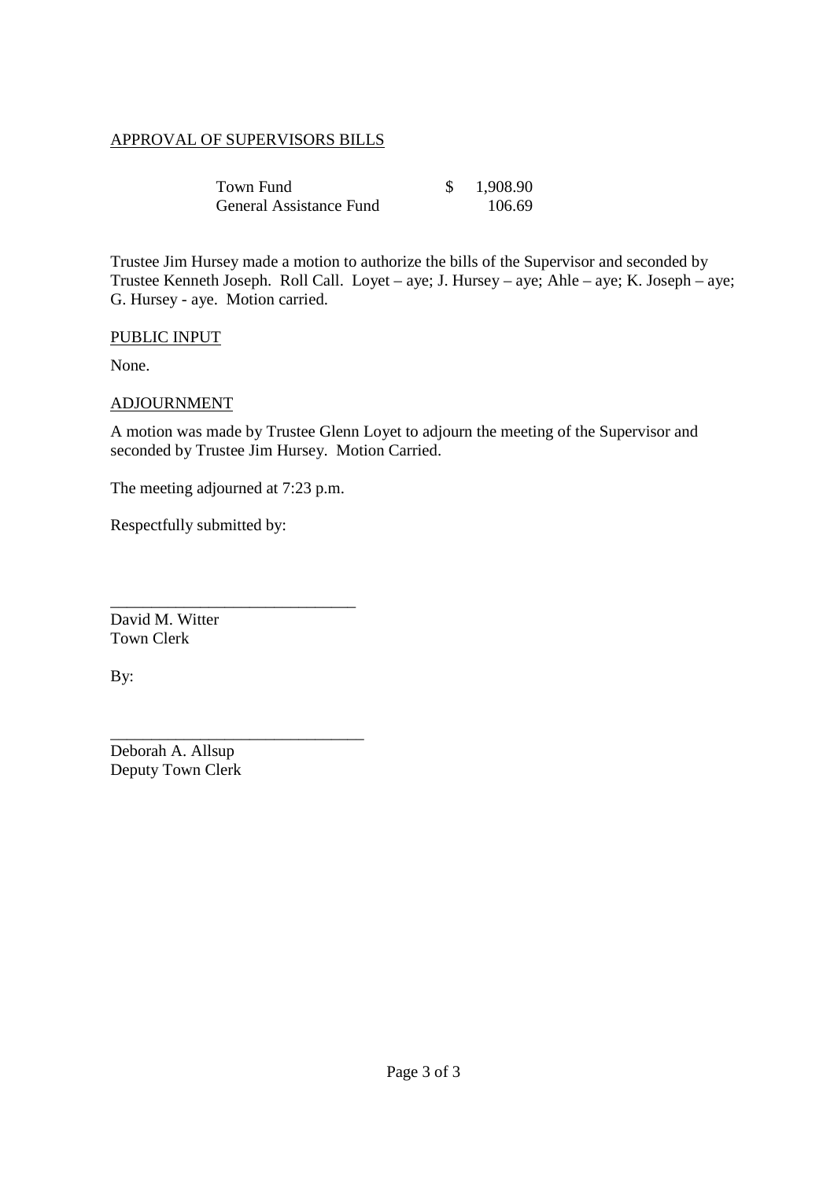APPROVAL OF SUPERVISORS BILLS

| | | |
|---|---|---|
| Town Fund | $ | 1,908.90 |
| General Assistance Fund | | 106.69 |

Trustee Jim Hursey made a motion to authorize the bills of the Supervisor and seconded by Trustee Kenneth Joseph. Roll Call. Loyet – aye; J. Hursey – aye; Ahle – aye; K. Joseph – aye; G. Hursey - aye. Motion carried.

PUBLIC INPUT

None.

ADJOURNMENT

A motion was made by Trustee Glenn Loyet to adjourn the meeting of the Supervisor and seconded by Trustee Jim Hursey. Motion Carried.

The meeting adjourned at 7:23 p.m.

Respectfully submitted by:

______________________________
David M. Witter
Town Clerk

By:

_______________________________
Deborah A. Allsup
Deputy Town Clerk